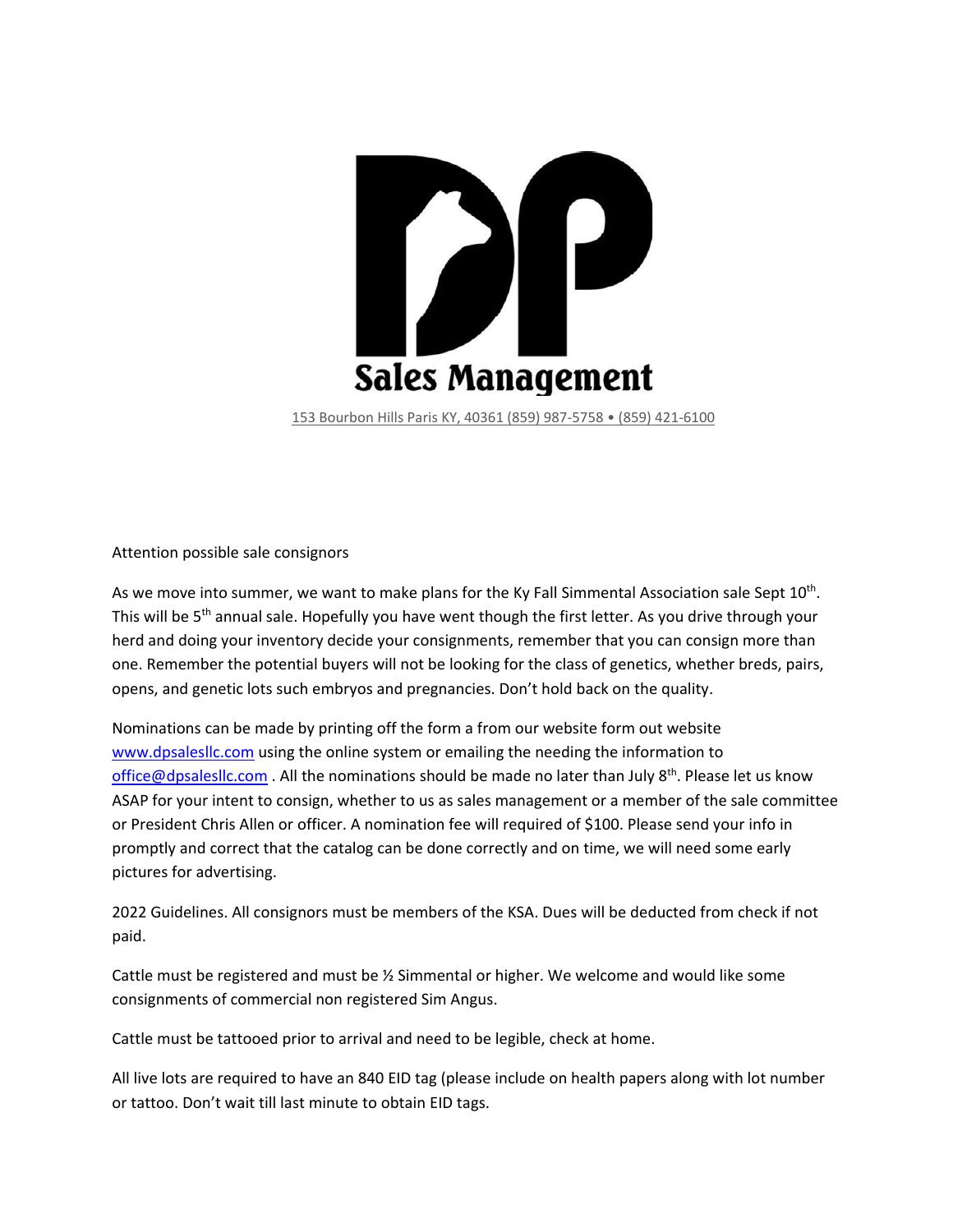# DP Sales Management

153 Bourbon Hills Paris KY, 40361 (859) 987-5758 • (859) 421-6100

Attention possible sale consignors

As we move into summer, we want to make plans for the Ky Fall Simmental Association sale Sept 10th. This will be 5th annual sale. Hopefully you have went though the first letter. As you drive through your herd and doing your inventory decide your consignments, remember that you can consign more than one. Remember the potential buyers will not be looking for the class of genetics, whether breds, pairs, opens, and genetic lots such embryos and pregnancies. Don't hold back on the quality.

Nominations can be made by printing off the form a from our website form out website [www.dpsalesllc.com](http://www.dpsalesllc.com) using the online system or emailing the needing the information to [office@dpsalesllc.com](mailto:office@dpsalesllc.com) . All the nominations should be made no later than July 8th. Please let us know ASAP for your intent to consign, whether to us as sales management or a member of the sale committee or President Chris Allen or officer. A nomination fee will required of $100. Please send your info in promptly and correct that the catalog can be done correctly and on time, we will need some early pictures for advertising.

2022 Guidelines. All consignors must be members of the KSA. Dues will be deducted from check if not paid.

Cattle must be registered and must be ½ Simmental or higher. We welcome and would like some consignments of commercial non registered Sim Angus.

Cattle must be tattooed prior to arrival and need to be legible, check at home.

All live lots are required to have an 840 EID tag (please include on health papers along with lot number or tattoo. Don't wait till last minute to obtain EID tags.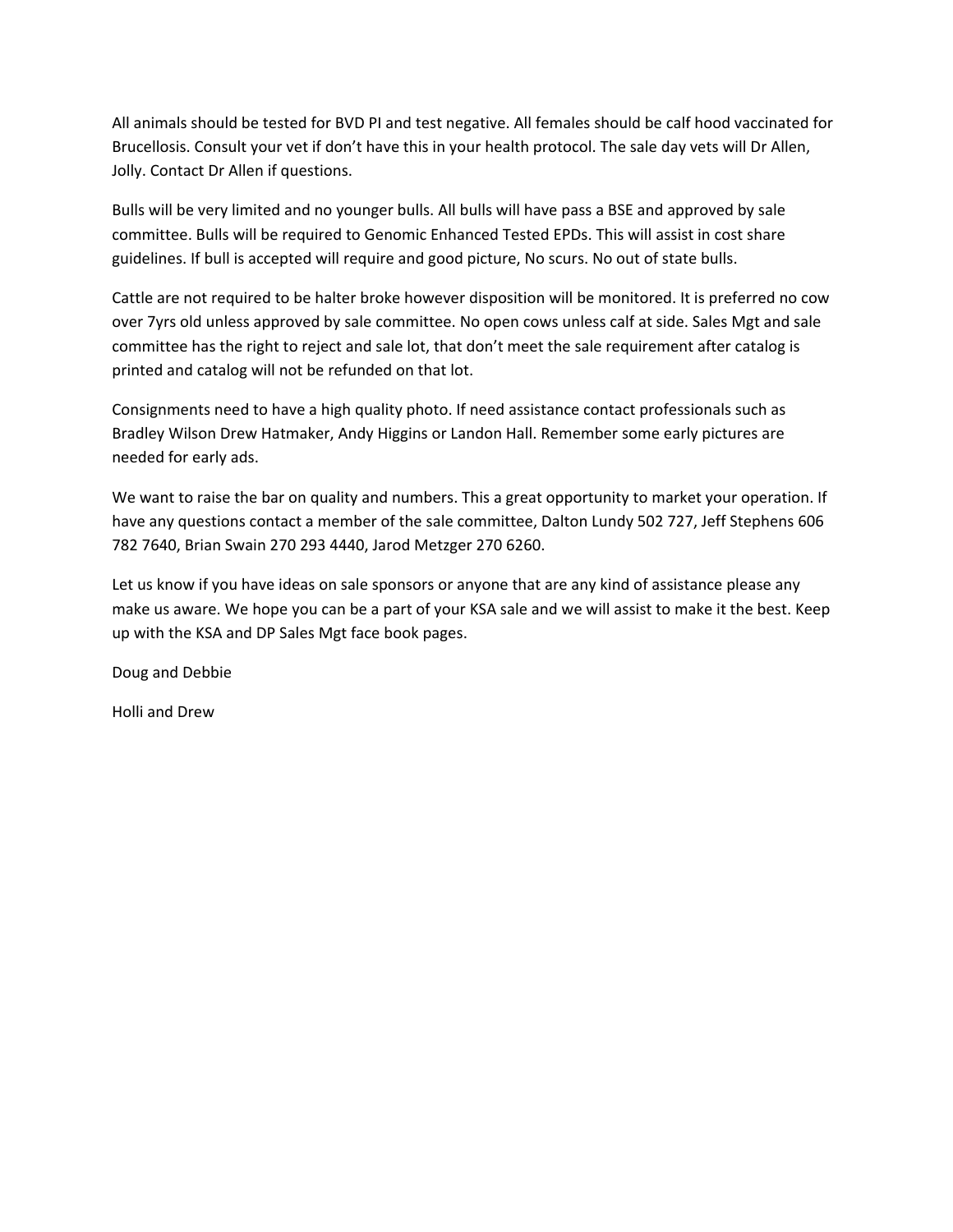All animals should be tested for BVD PI and test negative. All females should be calf hood vaccinated for Brucellosis. Consult your vet if don't have this in your health protocol. The sale day vets will Dr Allen, Jolly. Contact Dr Allen if questions.

Bulls will be very limited and no younger bulls. All bulls will have pass a BSE and approved by sale committee. Bulls will be required to Genomic Enhanced Tested EPDs. This will assist in cost share guidelines. If bull is accepted will require and good picture, No scurs. No out of state bulls.

Cattle are not required to be halter broke however disposition will be monitored. It is preferred no cow over 7yrs old unless approved by sale committee. No open cows unless calf at side. Sales Mgt and sale committee has the right to reject and sale lot, that don't meet the sale requirement after catalog is printed and catalog will not be refunded on that lot.

Consignments need to have a high quality photo. If need assistance contact professionals such as Bradley Wilson Drew Hatmaker, Andy Higgins or Landon Hall. Remember some early pictures are needed for early ads.

We want to raise the bar on quality and numbers. This a great opportunity to market your operation. If have any questions contact a member of the sale committee, Dalton Lundy 502 727, Jeff Stephens 606 782 7640, Brian Swain 270 293 4440, Jarod Metzger 270 6260.

Let us know if you have ideas on sale sponsors or anyone that are any kind of assistance please any make us aware. We hope you can be a part of your KSA sale and we will assist to make it the best. Keep up with the KSA and DP Sales Mgt face book pages.

Doug and Debbie

Holli and Drew